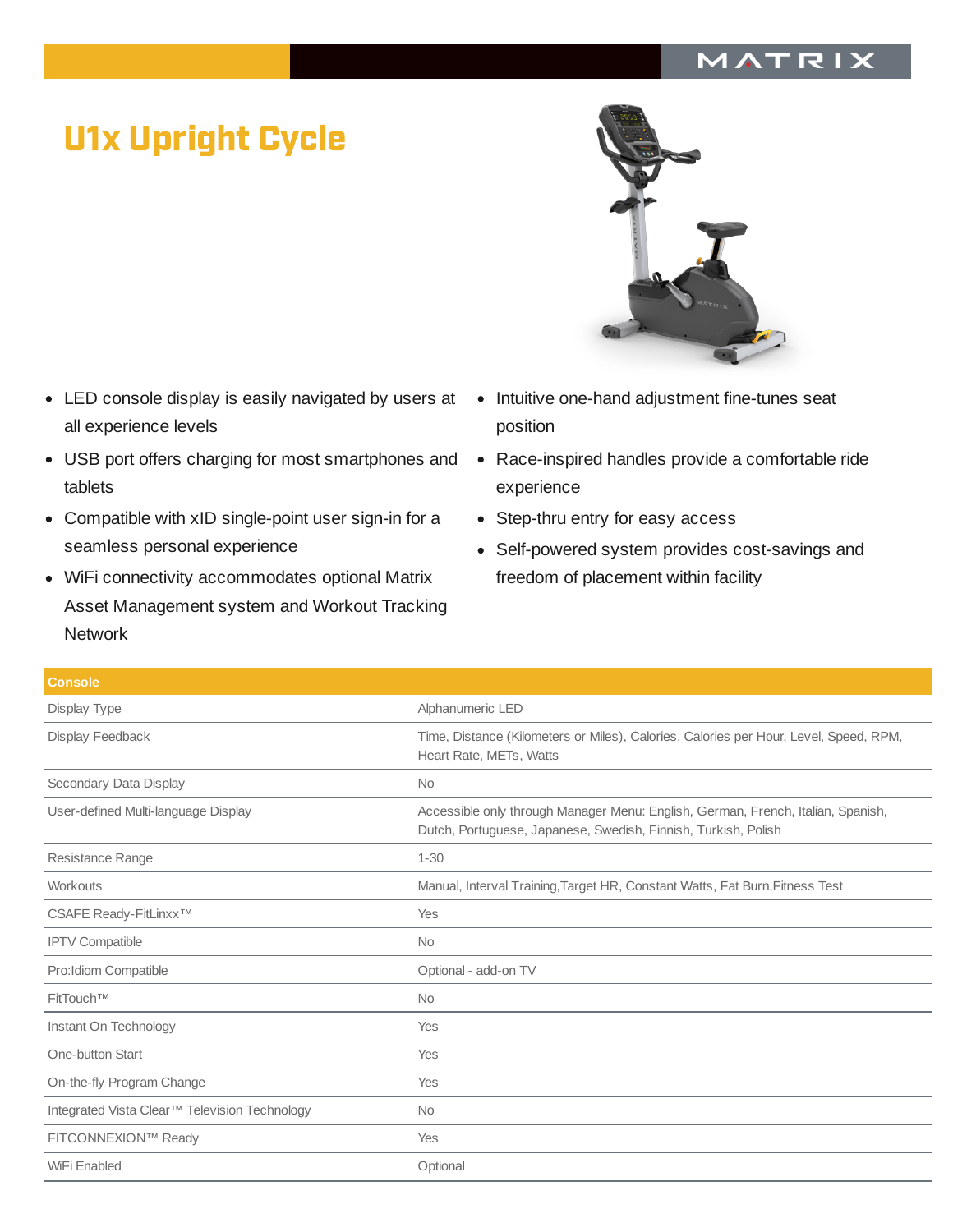# U1x Upright Cycle

- LED console display is easily navigated by users at all experience levels
- USB port offers charging for most smartphones and tablets
- Compatible with xID single-point user sign-in for a seamless personal experience
- WiFi connectivity accommodates optional Matrix Asset Management system and Workout Tracking Network
- Intuitive one-hand adjustment fine-tunes seat position
- Race-inspired handles provide a comfortable ride experience
- Step-thru entry for easy access
- Self-powered system provides cost-savings and freedom of placement within facility

| Console | |
|---|---|
| Display Type | Alphanumeric LED |
| Display Feedback | Time, Distance (Kilometers or Miles), Calories, Calories per Hour, Level, Speed, RPM, Heart Rate, METs, Watts |
| Secondary Data Display | No |
| User-defined Multi-language Display | Accessible only through Manager Menu: English, German, French, Italian, Spanish, Dutch, Portuguese, Japanese, Swedish, Finnish, Turkish, Polish |
| Resistance Range | 1-30 |
| Workouts | Manual, Interval Training,Target HR, Constant Watts, Fat Burn,Fitness Test |
| CSAFE Ready-FitLinxx™ | Yes |
| IPTV Compatible | No |
| Pro:Idiom Compatible | Optional - add-on TV |
| FitTouch™ | No |
| Instant On Technology | Yes |
| One-button Start | Yes |
| On-the-fly Program Change | Yes |
| Integrated Vista Clear™ Television Technology | No |
| FITCONNEXION™ Ready | Yes |
| WiFi Enabled | Optional |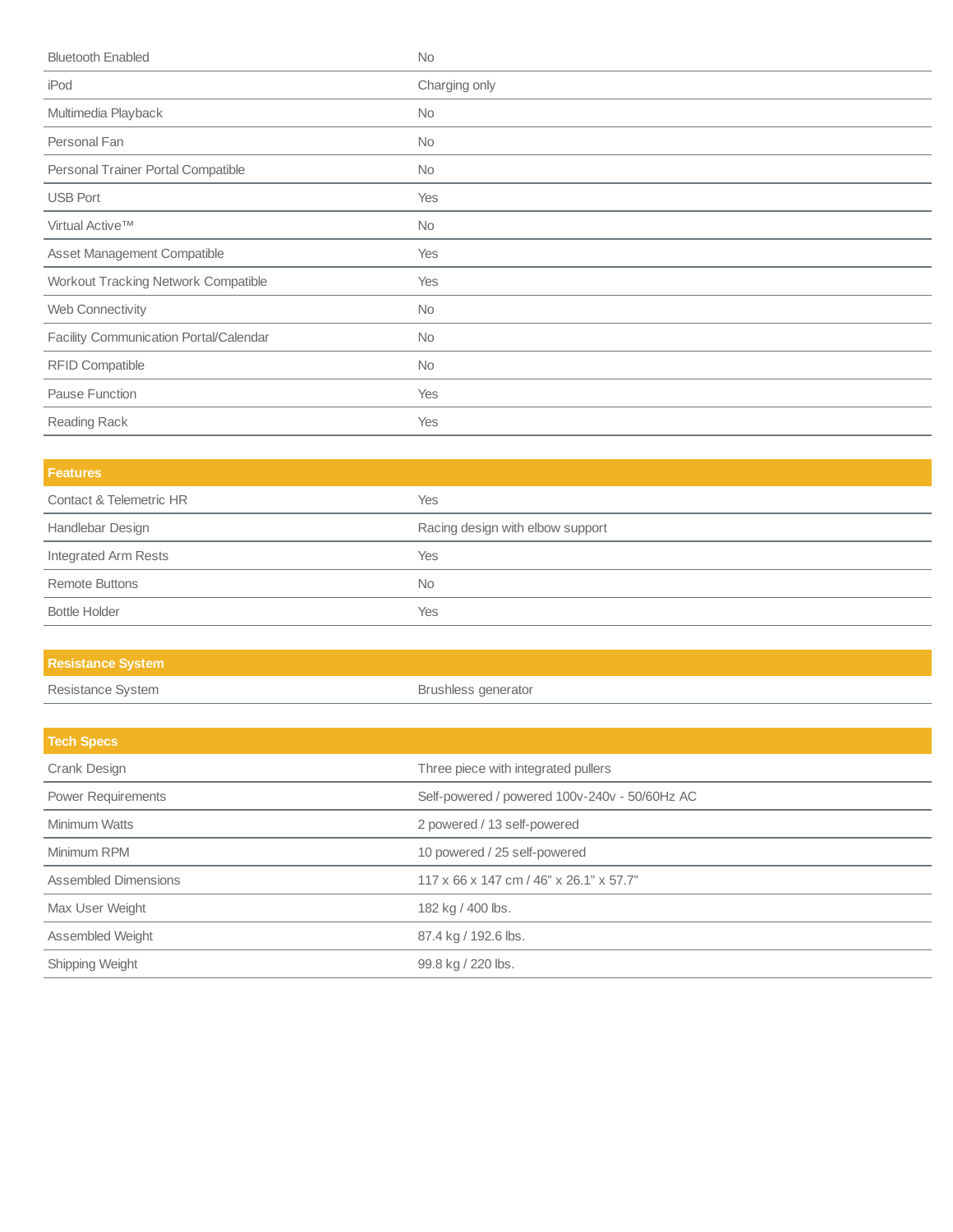| | |
|---|---|
| Bluetooth Enabled | No |
| iPod | Charging only |
| Multimedia Playback | No |
| Personal Fan | No |
| Personal Trainer Portal Compatible | No |
| USB Port | Yes |
| Virtual Active™ | No |
| Asset Management Compatible | Yes |
| Workout Tracking Network Compatible | Yes |
| Web Connectivity | No |
| Facility Communication Portal/Calendar | No |
| RFID Compatible | No |
| Pause Function | Yes |
| Reading Rack | Yes |

| **Features** | |
|---|---|
| Contact & Telemetric HR | Yes |
| Handlebar Design | Racing design with elbow support |
| Integrated Arm Rests | Yes |
| Remote Buttons | No |
| Bottle Holder | Yes |

| **Resistance System** | |
|---|---|
| Resistance System | Brushless generator |

| **Tech Specs** | |
|---|---|
| Crank Design | Three piece with integrated pullers |
| Power Requirements | Self-powered / powered 100v-240v - 50/60Hz AC |
| Minimum Watts | 2 powered / 13 self-powered |
| Minimum RPM | 10 powered / 25 self-powered |
| Assembled Dimensions | 117 x 66 x 147 cm / 46” x 26.1” x 57.7” |
| Max User Weight | 182 kg / 400 lbs. |
| Assembled Weight | 87.4 kg / 192.6 lbs. |
| Shipping Weight | 99.8 kg / 220 lbs. |